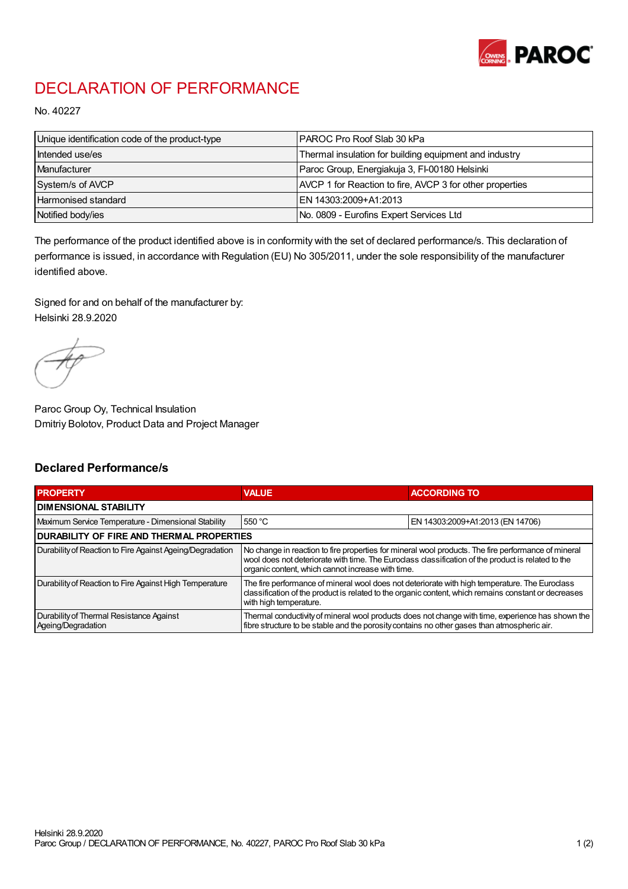# DECLARATION OF PERFORMANCE

No. 40227

| Unique identification code of the product-type | PAROC Pro Roof Slab 30 kPa |
|---|---|
| Intended use/es | Thermal insulation for building equipment and industry |
| Manufacturer | Paroc Group, Energiakuja 3, FI-00180 Helsinki |
| System/s of AVCP | AVCP 1 for Reaction to fire, AVCP 3 for other properties |
| Harmonised standard | EN 14303:2009+A1:2013 |
| Notified body/ies | No. 0809 - Eurofins Expert Services Ltd |

The performance of the product identified above is in conformity with the set of declared performance/s. This declaration of performance is issued, in accordance with Regulation (EU) No 305/2011, under the sole responsibility of the manufacturer identified above.

Signed for and on behalf of the manufacturer by:
Helsinki 28.9.2020

Paroc Group Oy, Technical Insulation
Dmitriy Bolotov, Product Data and Project Manager

## Declared Performance/s

| PROPERTY | VALUE | ACCORDING TO |
|---|---|---|
| **DIMENSIONAL STABILITY** | | |
| Maximum Service Temperature - Dimensional Stability | 550 °C | EN 14303:2009+A1:2013 (EN 14706) |
| **DURABILITY OF FIRE AND THERMAL PROPERTIES** | | |
| Durability of Reaction to Fire Against Ageing/Degradation | No change in reaction to fire properties for mineral wool products. The fire performance of mineral wool does not deteriorate with time. The Euroclass classification of the product is related to the organic content, which cannot increase with time. | |
| Durability of Reaction to Fire Against High Temperature | The fire performance of mineral wool does not deteriorate with high temperature. The Euroclass classification of the product is related to the organic content, which remains constant or decreases with high temperature. | |
| Durability of Thermal Resistance Against Ageing/Degradation | Thermal conductivity of mineral wool products does not change with time, experience has shown the fibre structure to be stable and the porosity contains no other gases than atmospheric air. | |

Helsinki 28.9.2020
Paroc Group / DECLARATION OF PERFORMANCE, No. 40227, PAROC Pro Roof Slab 30 kPa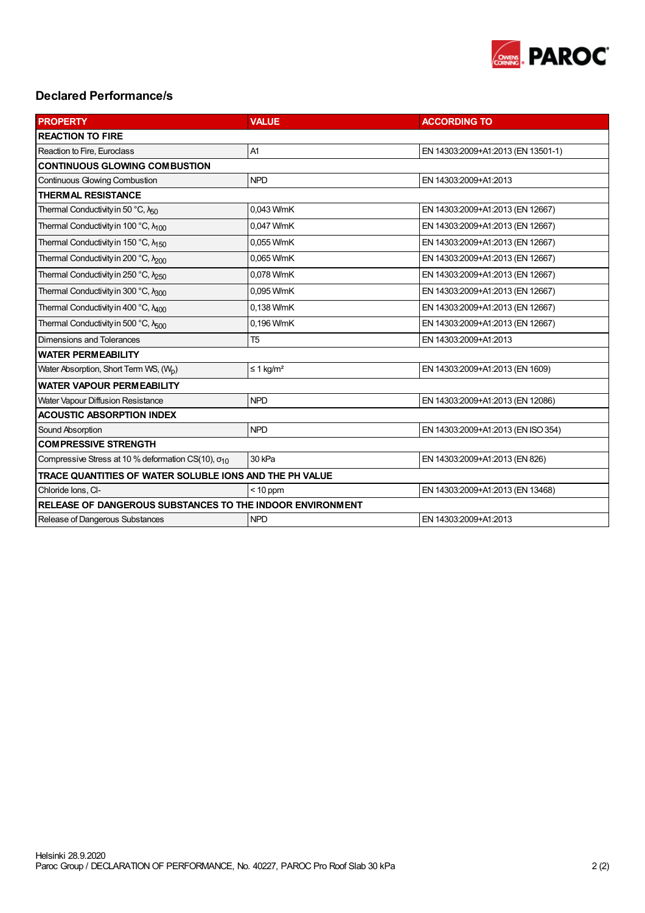## Declared Performance/s

| PROPERTY | VALUE | ACCORDING TO |
|---|---|---|
| **REACTION TO FIRE** | | |
| Reaction to Fire, Euroclass | A1 | EN 14303:2009+A1:2013 (EN 13501-1) |
| **CONTINUOUS GLOWING COMBUSTION** | | |
| Continuous Glowing Combustion | NPD | EN 14303:2009+A1:2013 |
| **THERMAL RESISTANCE** | | |
| Thermal Conductivity in 50 °C, $\lambda_{50}$ | 0,043 W/mK | EN 14303:2009+A1:2013 (EN 12667) |
| Thermal Conductivity in 100 °C, $\lambda_{100}$ | 0,047 W/mK | EN 14303:2009+A1:2013 (EN 12667) |
| Thermal Conductivity in 150 °C, $\lambda_{150}$ | 0,055 W/mK | EN 14303:2009+A1:2013 (EN 12667) |
| Thermal Conductivity in 200 °C, $\lambda_{200}$ | 0,065 W/mK | EN 14303:2009+A1:2013 (EN 12667) |
| Thermal Conductivity in 250 °C, $\lambda_{250}$ | 0,078 W/mK | EN 14303:2009+A1:2013 (EN 12667) |
| Thermal Conductivity in 300 °C, $\lambda_{300}$ | 0,095 W/mK | EN 14303:2009+A1:2013 (EN 12667) |
| Thermal Conductivity in 400 °C, $\lambda_{400}$ | 0,138 W/mK | EN 14303:2009+A1:2013 (EN 12667) |
| Thermal Conductivity in 500 °C, $\lambda_{500}$ | 0,196 W/mK | EN 14303:2009+A1:2013 (EN 12667) |
| Dimensions and Tolerances | T5 | EN 14303:2009+A1:2013 |
| **WATER PERMEABILITY** | | |
| Water Absorption, Short Term WS, ($W_p$) | ≤ 1 kg/m² | EN 14303:2009+A1:2013 (EN 1609) |
| **WATER VAPOUR PERMEABILITY** | | |
| Water Vapour Diffusion Resistance | NPD | EN 14303:2009+A1:2013 (EN 12086) |
| **ACOUSTIC ABSORPTION INDEX** | | |
| Sound Absorption | NPD | EN 14303:2009+A1:2013 (EN ISO 354) |
| **COMPRESSIVE STRENGTH** | | |
| Compressive Stress at 10 % deformation CS(10), $\sigma_{10}$ | 30 kPa | EN 14303:2009+A1:2013 (EN 826) |
| **TRACE QUANTITIES OF WATER SOLUBLE IONS AND THE PH VALUE** | | |
| Chloride Ions, Cl- | < 10 ppm | EN 14303:2009+A1:2013 (EN 13468) |
| **RELEASE OF DANGEROUS SUBSTANCES TO THE INDOOR ENVIRONMENT** | | |
| Release of Dangerous Substances | NPD | EN 14303:2009+A1:2013 |

Helsinki 28.9.2020
Paroc Group / DECLARATION OF PERFORMANCE, No. 40227, PAROC Pro Roof Slab 30 kPa